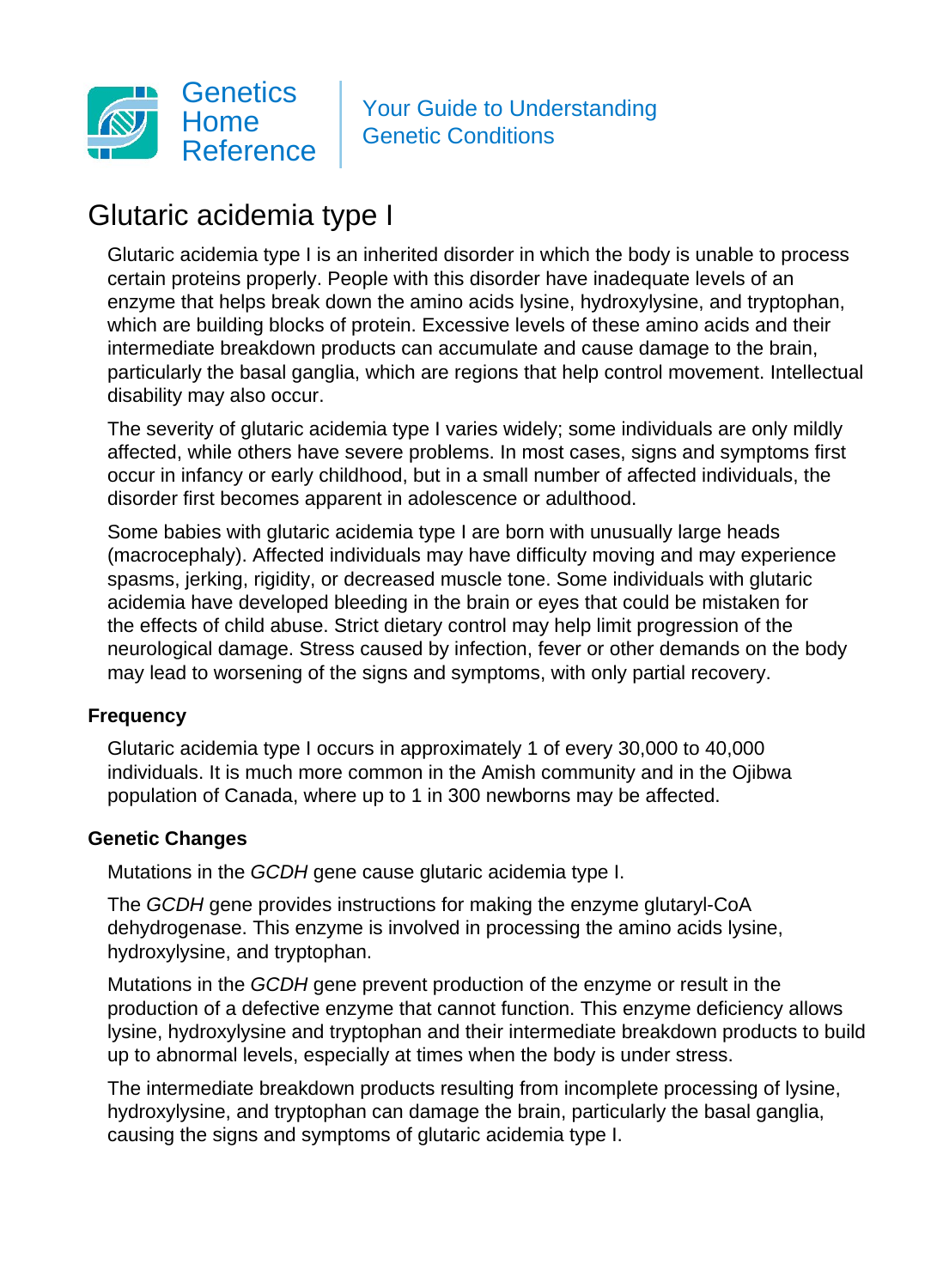Genetics Home Reference

Your Guide to Understanding Genetic Conditions

# Glutaric acidemia type I

Glutaric acidemia type I is an inherited disorder in which the body is unable to process certain proteins properly. People with this disorder have inadequate levels of an enzyme that helps break down the amino acids lysine, hydroxylysine, and tryptophan, which are building blocks of protein. Excessive levels of these amino acids and their intermediate breakdown products can accumulate and cause damage to the brain, particularly the basal ganglia, which are regions that help control movement. Intellectual disability may also occur.

The severity of glutaric acidemia type I varies widely; some individuals are only mildly affected, while others have severe problems. In most cases, signs and symptoms first occur in infancy or early childhood, but in a small number of affected individuals, the disorder first becomes apparent in adolescence or adulthood.

Some babies with glutaric acidemia type I are born with unusually large heads (macrocephaly). Affected individuals may have difficulty moving and may experience spasms, jerking, rigidity, or decreased muscle tone. Some individuals with glutaric acidemia have developed bleeding in the brain or eyes that could be mistaken for the effects of child abuse. Strict dietary control may help limit progression of the neurological damage. Stress caused by infection, fever or other demands on the body may lead to worsening of the signs and symptoms, with only partial recovery.

## Frequency

Glutaric acidemia type I occurs in approximately 1 of every 30,000 to 40,000 individuals. It is much more common in the Amish community and in the Ojibwa population of Canada, where up to 1 in 300 newborns may be affected.

## Genetic Changes

Mutations in the *GCDH* gene cause glutaric acidemia type I.

The *GCDH* gene provides instructions for making the enzyme glutaryl-CoA dehydrogenase. This enzyme is involved in processing the amino acids lysine, hydroxylysine, and tryptophan.

Mutations in the *GCDH* gene prevent production of the enzyme or result in the production of a defective enzyme that cannot function. This enzyme deficiency allows lysine, hydroxylysine and tryptophan and their intermediate breakdown products to build up to abnormal levels, especially at times when the body is under stress.

The intermediate breakdown products resulting from incomplete processing of lysine, hydroxylysine, and tryptophan can damage the brain, particularly the basal ganglia, causing the signs and symptoms of glutaric acidemia type I.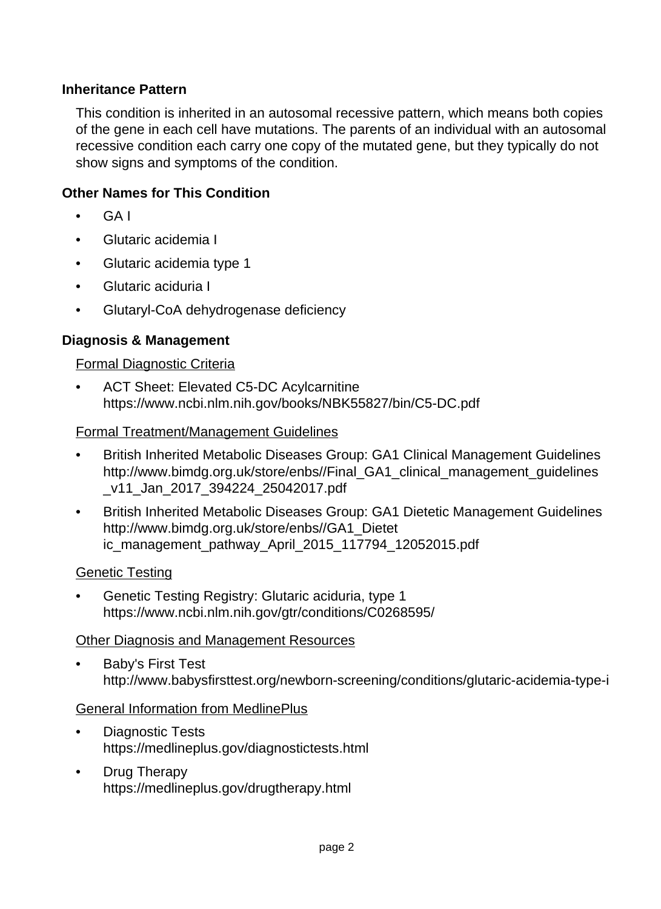## Inheritance Pattern

This condition is inherited in an autosomal recessive pattern, which means both copies of the gene in each cell have mutations. The parents of an individual with an autosomal recessive condition each carry one copy of the mutated gene, but they typically do not show signs and symptoms of the condition.

## Other Names for This Condition

- GA I
- Glutaric acidemia I
- Glutaric acidemia type 1
- Glutaric aciduria I
- Glutaryl-CoA dehydrogenase deficiency

## Diagnosis & Management

### Formal Diagnostic Criteria

- ACT Sheet: Elevated C5-DC Acylcarnitine
  https://www.ncbi.nlm.nih.gov/books/NBK55827/bin/C5-DC.pdf

### Formal Treatment/Management Guidelines

- British Inherited Metabolic Diseases Group: GA1 Clinical Management Guidelines
  http://www.bimdg.org.uk/store/enbs//Final_GA1_clinical_management_guidelines_v11_Jan_2017_394224_25042017.pdf
- British Inherited Metabolic Diseases Group: GA1 Dietetic Management Guidelines
  http://www.bimdg.org.uk/store/enbs//GA1_Dietetic_management_pathway_April_2015_117794_12052015.pdf

### Genetic Testing

- Genetic Testing Registry: Glutaric aciduria, type 1
  https://www.ncbi.nlm.nih.gov/gtr/conditions/C0268595/

### Other Diagnosis and Management Resources

- Baby's First Test
  http://www.babysfirsttest.org/newborn-screening/conditions/glutaric-acidemia-type-i

### General Information from MedlinePlus

- Diagnostic Tests
  https://medlineplus.gov/diagnostictests.html
- Drug Therapy
  https://medlineplus.gov/drugtherapy.html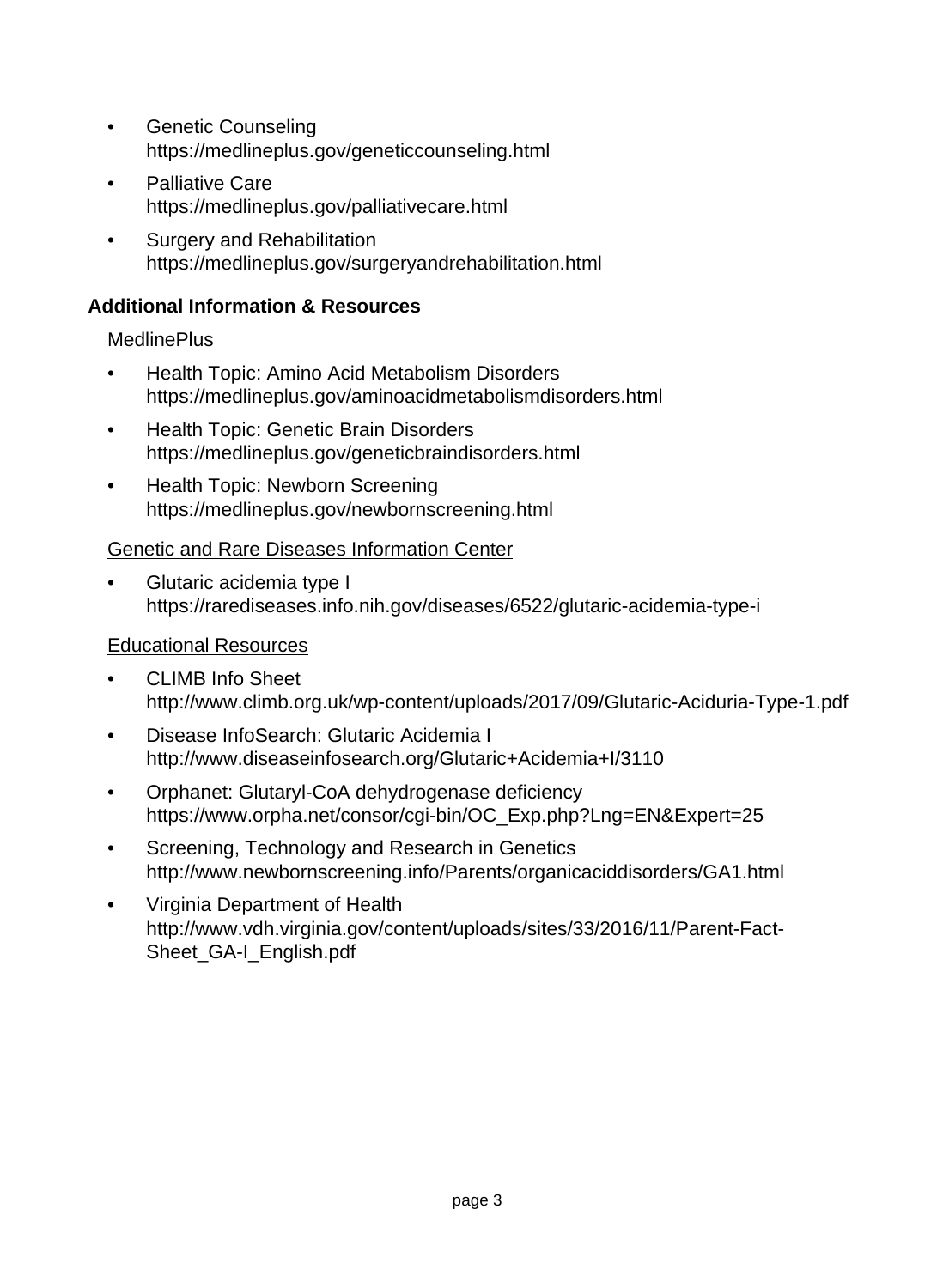- Genetic Counseling
  https://medlineplus.gov/geneticcounseling.html
- Palliative Care
  https://medlineplus.gov/palliativecare.html
- Surgery and Rehabilitation
  https://medlineplus.gov/surgeryandrehabilitation.html

## Additional Information & Resources

### MedlinePlus

- Health Topic: Amino Acid Metabolism Disorders
  https://medlineplus.gov/aminoacidmetabolismdisorders.html
- Health Topic: Genetic Brain Disorders
  https://medlineplus.gov/geneticbraindisorders.html
- Health Topic: Newborn Screening
  https://medlineplus.gov/newbornscreening.html

### Genetic and Rare Diseases Information Center

- Glutaric acidemia type I
  https://rarediseases.info.nih.gov/diseases/6522/glutaric-acidemia-type-i

### Educational Resources

- CLIMB Info Sheet
  http://www.climb.org.uk/wp-content/uploads/2017/09/Glutaric-Aciduria-Type-1.pdf
- Disease InfoSearch: Glutaric Acidemia I
  http://www.diseaseinfosearch.org/Glutaric+Acidemia+I/3110
- Orphanet: Glutaryl-CoA dehydrogenase deficiency
  https://www.orpha.net/consor/cgi-bin/OC_Exp.php?Lng=EN&Expert=25
- Screening, Technology and Research in Genetics
  http://www.newbornscreening.info/Parents/organicaciddisorders/GA1.html
- Virginia Department of Health
  http://www.vdh.virginia.gov/content/uploads/sites/33/2016/11/Parent-Fact-Sheet_GA-I_English.pdf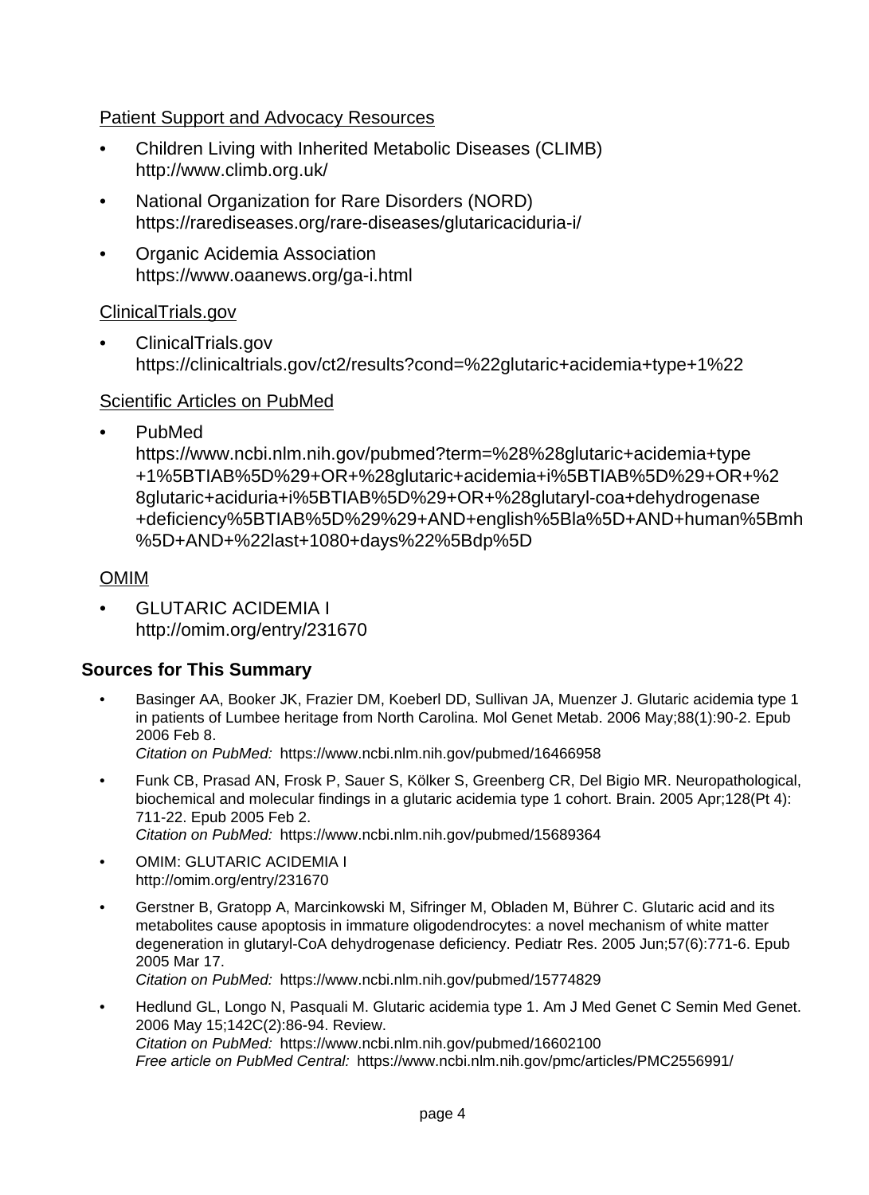Patient Support and Advocacy Resources

- Children Living with Inherited Metabolic Diseases (CLIMB)
  http://www.climb.org.uk/
- National Organization for Rare Disorders (NORD)
  https://rarediseases.org/rare-diseases/glutaricaciduria-i/
- Organic Acidemia Association
  https://www.oaanews.org/ga-i.html

ClinicalTrials.gov

- ClinicalTrials.gov
  https://clinicaltrials.gov/ct2/results?cond=%22glutaric+acidemia+type+1%22

Scientific Articles on PubMed

- PubMed
  https://www.ncbi.nlm.nih.gov/pubmed?term=%28%28glutaric+acidemia+type+1%5BTIAB%5D%29+OR+%28glutaric+acidemia+i%5BTIAB%5D%29+OR+%28glutaric+aciduria+i%5BTIAB%5D%29+OR+%28glutaryl-coa+dehydrogenase+deficiency%5BTIAB%5D%29%29+AND+english%5Bla%5D+AND+human%5Bmh%5D+AND+%22last+1080+days%22%5Bdp%5D

OMIM

- GLUTARIC ACIDEMIA I
  http://omim.org/entry/231670

## Sources for This Summary

- Basinger AA, Booker JK, Frazier DM, Koeberl DD, Sullivan JA, Muenzer J. Glutaric acidemia type 1 in patients of Lumbee heritage from North Carolina. Mol Genet Metab. 2006 May;88(1):90-2. Epub 2006 Feb 8.
  *Citation on PubMed:* https://www.ncbi.nlm.nih.gov/pubmed/16466958
- Funk CB, Prasad AN, Frosk P, Sauer S, Kölker S, Greenberg CR, Del Bigio MR. Neuropathological, biochemical and molecular findings in a glutaric acidemia type 1 cohort. Brain. 2005 Apr;128(Pt 4):711-22. Epub 2005 Feb 2.
  *Citation on PubMed:* https://www.ncbi.nlm.nih.gov/pubmed/15689364
- OMIM: GLUTARIC ACIDEMIA I
  http://omim.org/entry/231670
- Gerstner B, Gratopp A, Marcinkowski M, Sifringer M, Obladen M, Bührer C. Glutaric acid and its metabolites cause apoptosis in immature oligodendrocytes: a novel mechanism of white matter degeneration in glutaryl-CoA dehydrogenase deficiency. Pediatr Res. 2005 Jun;57(6):771-6. Epub 2005 Mar 17.
  *Citation on PubMed:* https://www.ncbi.nlm.nih.gov/pubmed/15774829
- Hedlund GL, Longo N, Pasquali M. Glutaric acidemia type 1. Am J Med Genet C Semin Med Genet. 2006 May 15;142C(2):86-94. Review.
  *Citation on PubMed:* https://www.ncbi.nlm.nih.gov/pubmed/16602100
  *Free article on PubMed Central:* https://www.ncbi.nlm.nih.gov/pmc/articles/PMC2556991/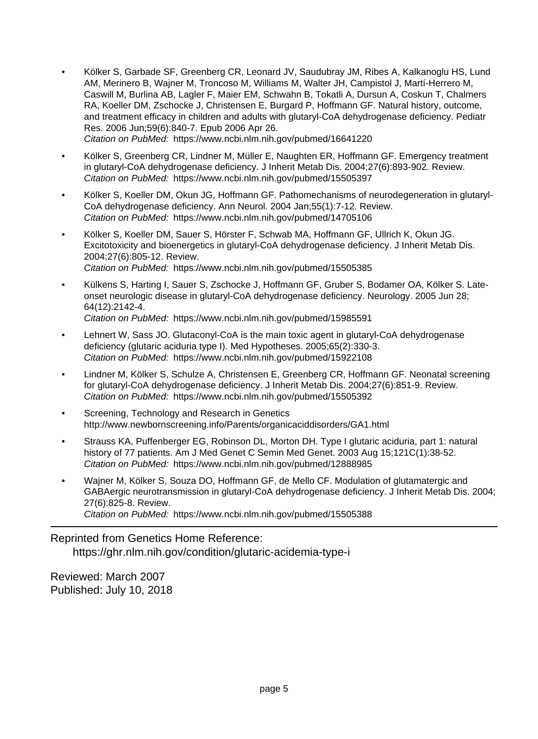- Kölker S, Garbade SF, Greenberg CR, Leonard JV, Saudubray JM, Ribes A, Kalkanoglu HS, Lund AM, Merinero B, Wajner M, Troncoso M, Williams M, Walter JH, Campistol J, Martí-Herrero M, Caswill M, Burlina AB, Lagler F, Maier EM, Schwahn B, Tokatli A, Dursun A, Coskun T, Chalmers RA, Koeller DM, Zschocke J, Christensen E, Burgard P, Hoffmann GF. Natural history, outcome, and treatment efficacy in children and adults with glutaryl-CoA dehydrogenase deficiency. Pediatr Res. 2006 Jun;59(6):840-7. Epub 2006 Apr 26.
  *Citation on PubMed:* https://www.ncbi.nlm.nih.gov/pubmed/16641220
- Kölker S, Greenberg CR, Lindner M, Müller E, Naughten ER, Hoffmann GF. Emergency treatment in glutaryl-CoA dehydrogenase deficiency. J Inherit Metab Dis. 2004;27(6):893-902. Review.
  *Citation on PubMed:* https://www.ncbi.nlm.nih.gov/pubmed/15505397
- Kölker S, Koeller DM, Okun JG, Hoffmann GF. Pathomechanisms of neurodegeneration in glutaryl-CoA dehydrogenase deficiency. Ann Neurol. 2004 Jan;55(1):7-12. Review.
  *Citation on PubMed:* https://www.ncbi.nlm.nih.gov/pubmed/14705106
- Kölker S, Koeller DM, Sauer S, Hörster F, Schwab MA, Hoffmann GF, Ullrich K, Okun JG. Excitotoxicity and bioenergetics in glutaryl-CoA dehydrogenase deficiency. J Inherit Metab Dis. 2004;27(6):805-12. Review.
  *Citation on PubMed:* https://www.ncbi.nlm.nih.gov/pubmed/15505385
- Külkens S, Harting I, Sauer S, Zschocke J, Hoffmann GF, Gruber S, Bodamer OA, Kölker S. Late-onset neurologic disease in glutaryl-CoA dehydrogenase deficiency. Neurology. 2005 Jun 28; 64(12):2142-4.
  *Citation on PubMed:* https://www.ncbi.nlm.nih.gov/pubmed/15985591
- Lehnert W, Sass JO. Glutaconyl-CoA is the main toxic agent in glutaryl-CoA dehydrogenase deficiency (glutaric aciduria type I). Med Hypotheses. 2005;65(2):330-3.
  *Citation on PubMed:* https://www.ncbi.nlm.nih.gov/pubmed/15922108
- Lindner M, Kölker S, Schulze A, Christensen E, Greenberg CR, Hoffmann GF. Neonatal screening for glutaryl-CoA dehydrogenase deficiency. J Inherit Metab Dis. 2004;27(6):851-9. Review.
  *Citation on PubMed:* https://www.ncbi.nlm.nih.gov/pubmed/15505392
- Screening, Technology and Research in Genetics
  http://www.newbornscreening.info/Parents/organicaciddisorders/GA1.html
- Strauss KA, Puffenberger EG, Robinson DL, Morton DH. Type I glutaric aciduria, part 1: natural history of 77 patients. Am J Med Genet C Semin Med Genet. 2003 Aug 15;121C(1):38-52.
  *Citation on PubMed:* https://www.ncbi.nlm.nih.gov/pubmed/12888985
- Wajner M, Kölker S, Souza DO, Hoffmann GF, de Mello CF. Modulation of glutamatergic and GABAergic neurotransmission in glutaryl-CoA dehydrogenase deficiency. J Inherit Metab Dis. 2004; 27(6):825-8. Review.
  *Citation on PubMed:* https://www.ncbi.nlm.nih.gov/pubmed/15505388

---

Reprinted from Genetics Home Reference:
https://ghr.nlm.nih.gov/condition/glutaric-acidemia-type-i

Reviewed: March 2007
Published: July 10, 2018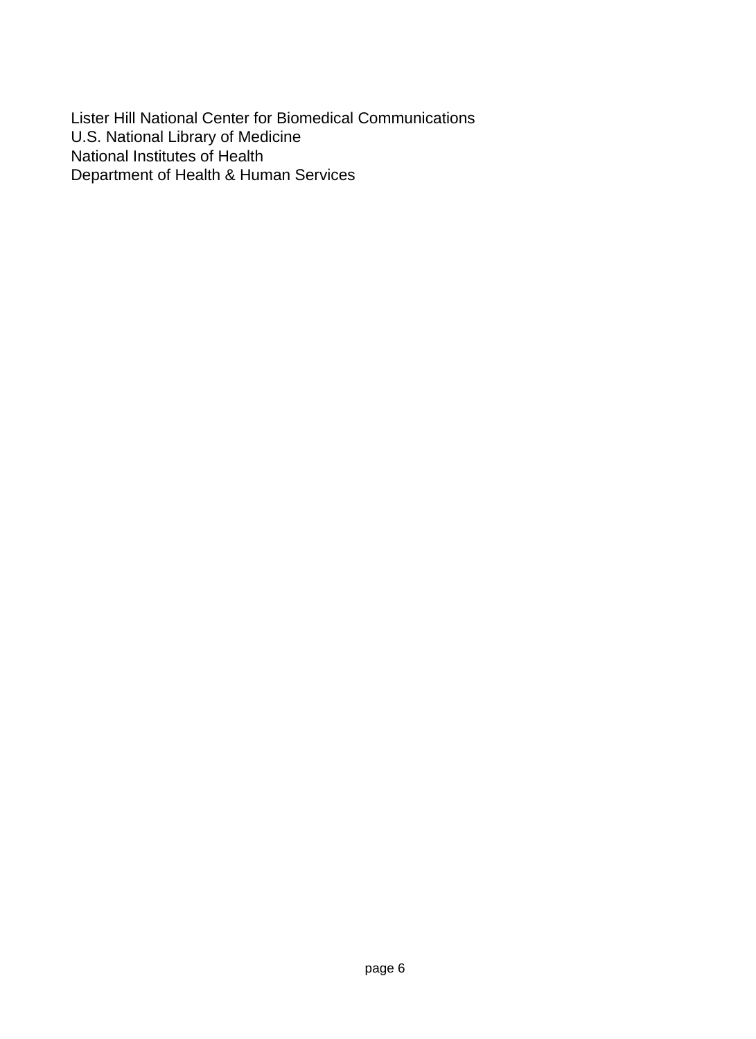Lister Hill National Center for Biomedical Communications
U.S. National Library of Medicine
National Institutes of Health
Department of Health & Human Services